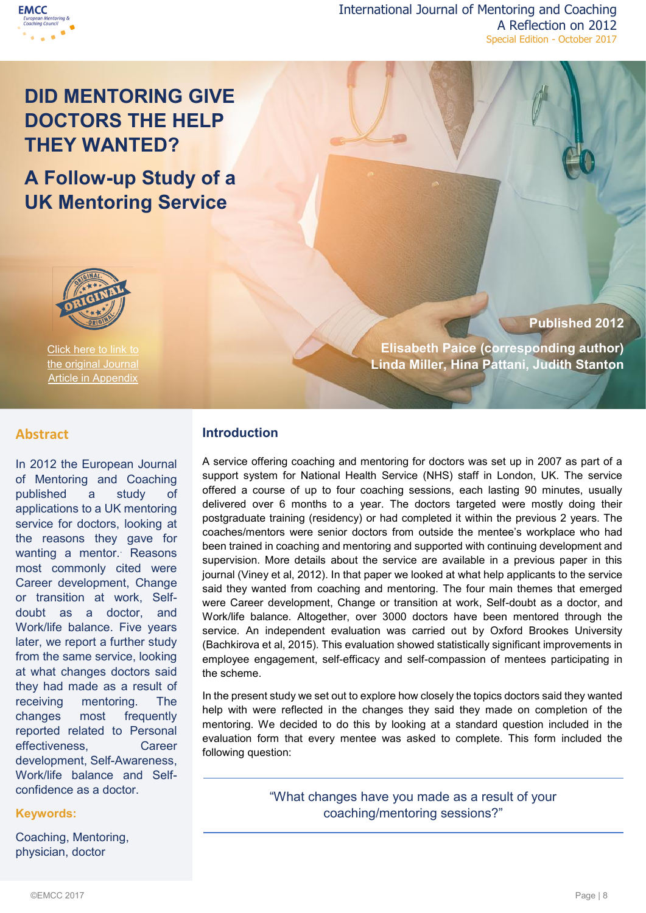# DID MENTORING GIVE DOCTORS THE HELP THEY WANTED?

## A Follow-up Study of a UK Mentoring Service

Click here to link to the original Journal Article in Appendix

**Published 2012**

**Elisabeth Paice (corresponding author)**
**Linda Miller, Hina Pattani, Judith Stanton**

## Abstract

In 2012 the European Journal of Mentoring and Coaching published a study of applications to a UK mentoring service for doctors, looking at the reasons they gave for wanting a mentor. Reasons most commonly cited were Career development, Change or transition at work, Self-doubt as a doctor, and Work/life balance. Five years later, we report a further study from the same service, looking at what changes doctors said they had made as a result of receiving mentoring. The changes most frequently reported related to Personal effectiveness, Career development, Self-Awareness, Work/life balance and Self-confidence as a doctor.

**Keywords:**

Coaching, Mentoring, physician, doctor

## Introduction

A service offering coaching and mentoring for doctors was set up in 2007 as part of a support system for National Health Service (NHS) staff in London, UK. The service offered a course of up to four coaching sessions, each lasting 90 minutes, usually delivered over 6 months to a year. The doctors targeted were mostly doing their postgraduate training (residency) or had completed it within the previous 2 years. The coaches/mentors were senior doctors from outside the mentee's workplace who had been trained in coaching and mentoring and supported with continuing development and supervision. More details about the service are available in a previous paper in this journal (Viney et al, 2012). In that paper we looked at what help applicants to the service said they wanted from coaching and mentoring. The four main themes that emerged were Career development, Change or transition at work, Self-doubt as a doctor, and Work/life balance. Altogether, over 3000 doctors have been mentored through the service. An independent evaluation was carried out by Oxford Brookes University (Bachkirova et al, 2015). This evaluation showed statistically significant improvements in employee engagement, self-efficacy and self-compassion of mentees participating in the scheme.

In the present study we set out to explore how closely the topics doctors said they wanted help with were reflected in the changes they said they made on completion of the mentoring. We decided to do this by looking at a standard question included in the evaluation form that every mentee was asked to complete. This form included the following question:

> "What changes have you made as a result of your coaching/mentoring sessions?"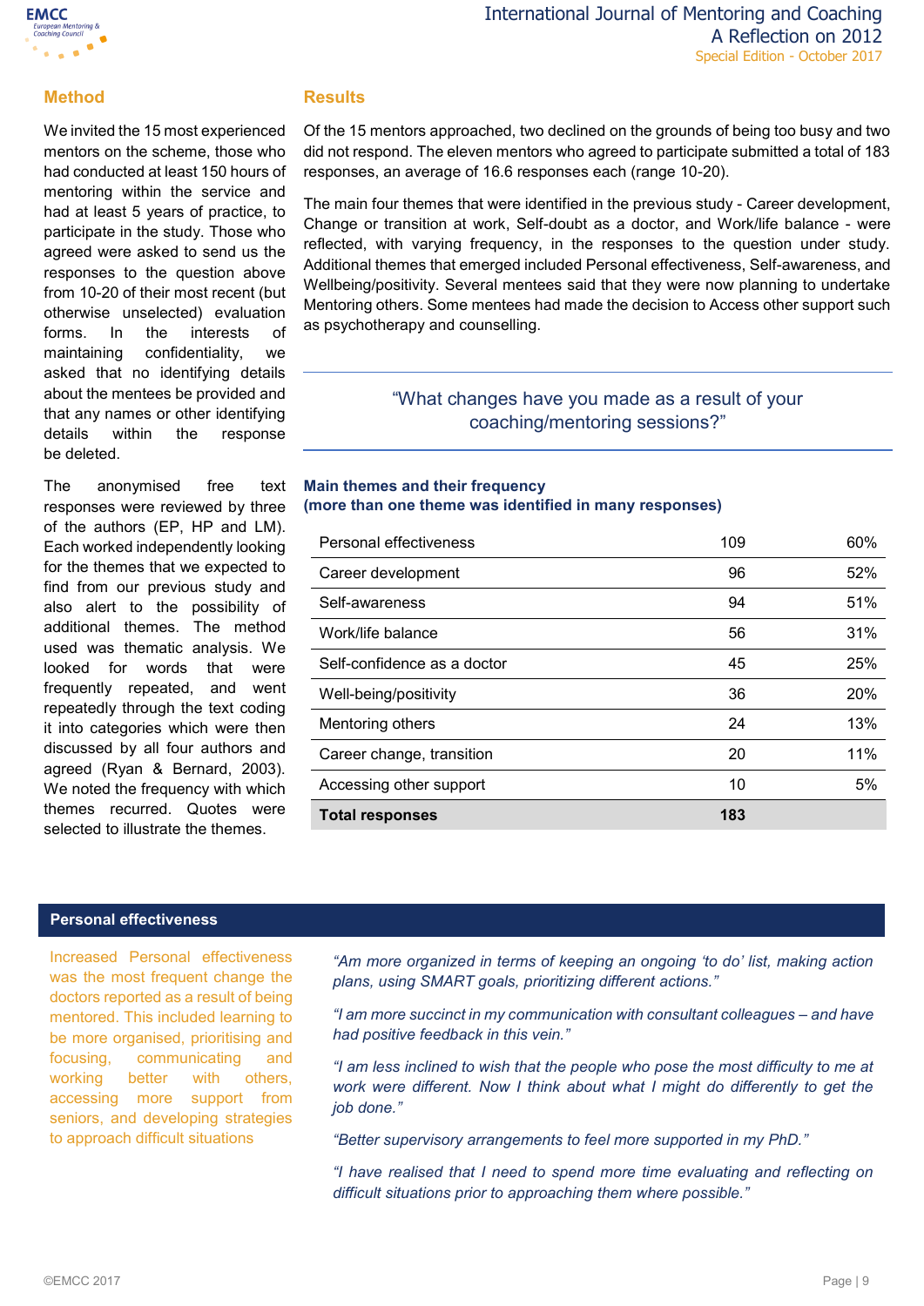## Method

We invited the 15 most experienced mentors on the scheme, those who had conducted at least 150 hours of mentoring within the service and had at least 5 years of practice, to participate in the study. Those who agreed were asked to send us the responses to the question above from 10-20 of their most recent (but otherwise unselected) evaluation forms. In the interests of maintaining confidentiality, we asked that no identifying details about the mentees be provided and that any names or other identifying details within the response be deleted.

The anonymised free text responses were reviewed by three of the authors (EP, HP and LM). Each worked independently looking for the themes that we expected to find from our previous study and also alert to the possibility of additional themes. The method used was thematic analysis. We looked for words that were frequently repeated, and went repeatedly through the text coding it into categories which were then discussed by all four authors and agreed (Ryan & Bernard, 2003). We noted the frequency with which themes recurred. Quotes were selected to illustrate the themes.

## Results

Of the 15 mentors approached, two declined on the grounds of being too busy and two did not respond. The eleven mentors who agreed to participate submitted a total of 183 responses, an average of 16.6 responses each (range 10-20).

The main four themes that were identified in the previous study - Career development, Change or transition at work, Self-doubt as a doctor, and Work/life balance - were reflected, with varying frequency, in the responses to the question under study. Additional themes that emerged included Personal effectiveness, Self-awareness, and Wellbeing/positivity. Several mentees said that they were now planning to undertake Mentoring others. Some mentees had made the decision to Access other support such as psychotherapy and counselling.

> "What changes have you made as a result of your coaching/mentoring sessions?"

**Main themes and their frequency**
**(more than one theme was identified in many responses)**

| Theme | Count | % |
|---|---|---|
| Personal effectiveness | 109 | 60% |
| Career development | 96 | 52% |
| Self-awareness | 94 | 51% |
| Work/life balance | 56 | 31% |
| Self-confidence as a doctor | 45 | 25% |
| Well-being/positivity | 36 | 20% |
| Mentoring others | 24 | 13% |
| Career change, transition | 20 | 11% |
| Accessing other support | 10 | 5% |
| **Total responses** | **183** | |

### Personal effectiveness

Increased Personal effectiveness was the most frequent change the doctors reported as a result of being mentored. This included learning to be more organised, prioritising and focusing, communicating and working better with others, accessing more support from seniors, and developing strategies to approach difficult situations

*"Am more organized in terms of keeping an ongoing 'to do' list, making action plans, using SMART goals, prioritizing different actions."*

*"I am more succinct in my communication with consultant colleagues – and have had positive feedback in this vein."*

*"I am less inclined to wish that the people who pose the most difficulty to me at work were different. Now I think about what I might do differently to get the job done."*

*"Better supervisory arrangements to feel more supported in my PhD."*

*"I have realised that I need to spend more time evaluating and reflecting on difficult situations prior to approaching them where possible."*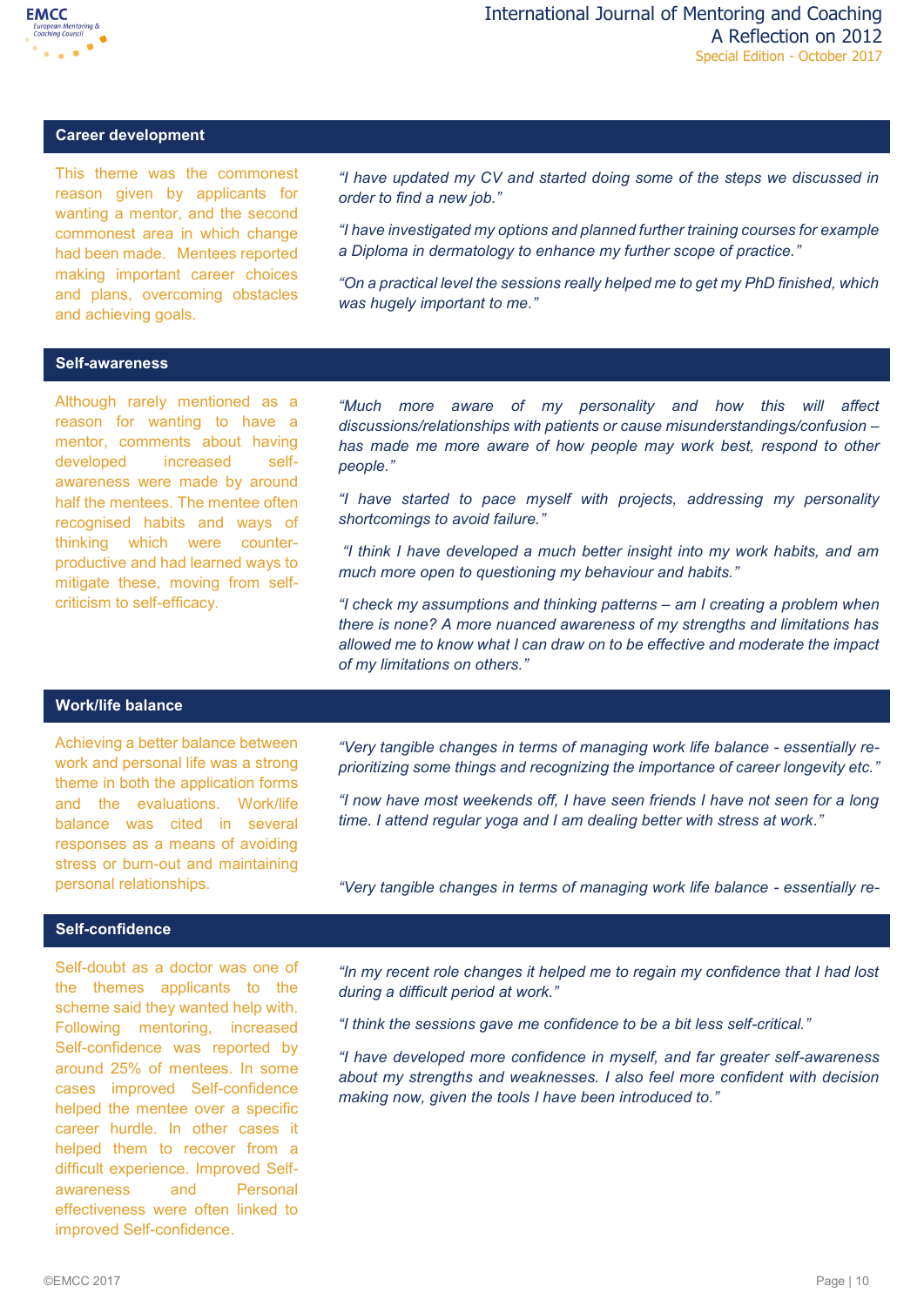## Career development

This theme was the commonest reason given by applicants for wanting a mentor, and the second commonest area in which change had been made. Mentees reported making important career choices and plans, overcoming obstacles and achieving goals.

*"I have updated my CV and started doing some of the steps we discussed in order to find a new job."*

*"I have investigated my options and planned further training courses for example a Diploma in dermatology to enhance my further scope of practice."*

*"On a practical level the sessions really helped me to get my PhD finished, which was hugely important to me."*

## Self-awareness

Although rarely mentioned as a reason for wanting to have a mentor, comments about having developed increased self-awareness were made by around half the mentees. The mentee often recognised habits and ways of thinking which were counter-productive and had learned ways to mitigate these, moving from self-criticism to self-efficacy.

*"Much more aware of my personality and how this will affect discussions/relationships with patients or cause misunderstandings/confusion – has made me more aware of how people may work best, respond to other people."*

*"I have started to pace myself with projects, addressing my personality shortcomings to avoid failure."*

*"I think I have developed a much better insight into my work habits, and am much more open to questioning my behaviour and habits."*

*"I check my assumptions and thinking patterns – am I creating a problem when there is none? A more nuanced awareness of my strengths and limitations has allowed me to know what I can draw on to be effective and moderate the impact of my limitations on others."*

## Work/life balance

Achieving a better balance between work and personal life was a strong theme in both the application forms and the evaluations. Work/life balance was cited in several responses as a means of avoiding stress or burn-out and maintaining personal relationships.

*"Very tangible changes in terms of managing work life balance - essentially re-prioritizing some things and recognizing the importance of career longevity etc."*

*"I now have most weekends off, I have seen friends I have not seen for a long time. I attend regular yoga and I am dealing better with stress at work."*

*"Very tangible changes in terms of managing work life balance - essentially re-*

## Self-confidence

Self-doubt as a doctor was one of the themes applicants to the scheme said they wanted help with. Following mentoring, increased Self-confidence was reported by around 25% of mentees. In some cases improved Self-confidence helped the mentee over a specific career hurdle. In other cases it helped them to recover from a difficult experience. Improved Self-awareness and Personal effectiveness were often linked to improved Self-confidence.

*"In my recent role changes it helped me to regain my confidence that I had lost during a difficult period at work."*

*"I think the sessions gave me confidence to be a bit less self-critical."*

*"I have developed more confidence in myself, and far greater self-awareness about my strengths and weaknesses. I also feel more confident with decision making now, given the tools I have been introduced to."*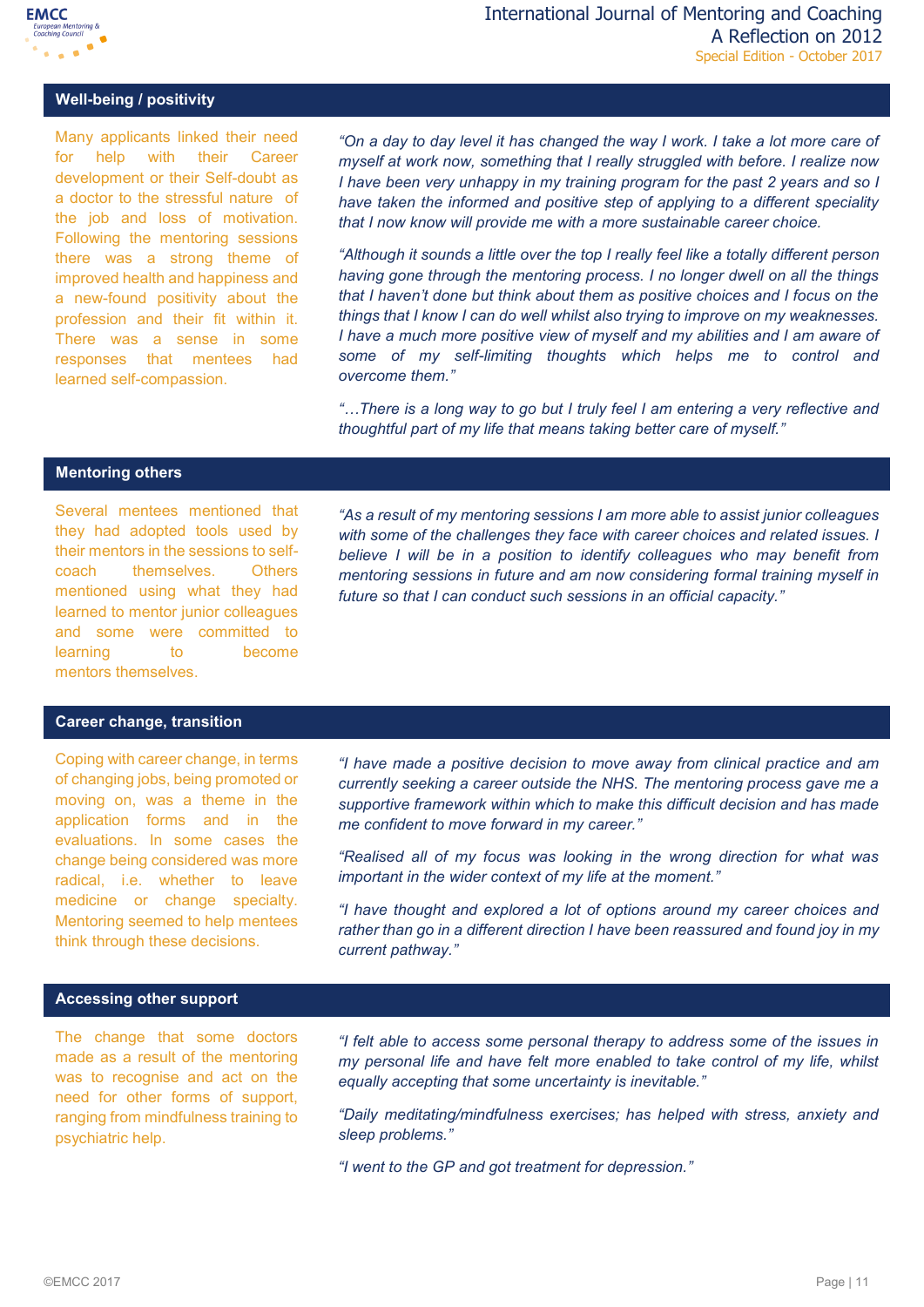## Well-being / positivity

Many applicants linked their need for help with their Career development or their Self-doubt as a doctor to the stressful nature of the job and loss of motivation. Following the mentoring sessions there was a strong theme of improved health and happiness and a new-found positivity about the profession and their fit within it. There was a sense in some responses that mentees had learned self-compassion.

*"On a day to day level it has changed the way I work. I take a lot more care of myself at work now, something that I really struggled with before. I realize now I have been very unhappy in my training program for the past 2 years and so I have taken the informed and positive step of applying to a different speciality that I now know will provide me with a more sustainable career choice.*

*"Although it sounds a little over the top I really feel like a totally different person having gone through the mentoring process. I no longer dwell on all the things that I haven't done but think about them as positive choices and I focus on the things that I know I can do well whilst also trying to improve on my weaknesses. I have a much more positive view of myself and my abilities and I am aware of some of my self-limiting thoughts which helps me to control and overcome them."*

*"…There is a long way to go but I truly feel I am entering a very reflective and thoughtful part of my life that means taking better care of myself."*

## Mentoring others

Several mentees mentioned that they had adopted tools used by their mentors in the sessions to self-coach themselves. Others mentioned using what they had learned to mentor junior colleagues and some were committed to learning to become mentors themselves.

*"As a result of my mentoring sessions I am more able to assist junior colleagues with some of the challenges they face with career choices and related issues. I believe I will be in a position to identify colleagues who may benefit from mentoring sessions in future and am now considering formal training myself in future so that I can conduct such sessions in an official capacity."*

## Career change, transition

Coping with career change, in terms of changing jobs, being promoted or moving on, was a theme in the application forms and in the evaluations. In some cases the change being considered was more radical, i.e. whether to leave medicine or change specialty. Mentoring seemed to help mentees think through these decisions.

*"I have made a positive decision to move away from clinical practice and am currently seeking a career outside the NHS. The mentoring process gave me a supportive framework within which to make this difficult decision and has made me confident to move forward in my career."*

*"Realised all of my focus was looking in the wrong direction for what was important in the wider context of my life at the moment."*

*"I have thought and explored a lot of options around my career choices and rather than go in a different direction I have been reassured and found joy in my current pathway."*

## Accessing other support

The change that some doctors made as a result of the mentoring was to recognise and act on the need for other forms of support, ranging from mindfulness training to psychiatric help.

*"I felt able to access some personal therapy to address some of the issues in my personal life and have felt more enabled to take control of my life, whilst equally accepting that some uncertainty is inevitable."*

*"Daily meditating/mindfulness exercises; has helped with stress, anxiety and sleep problems."*

*"I went to the GP and got treatment for depression."*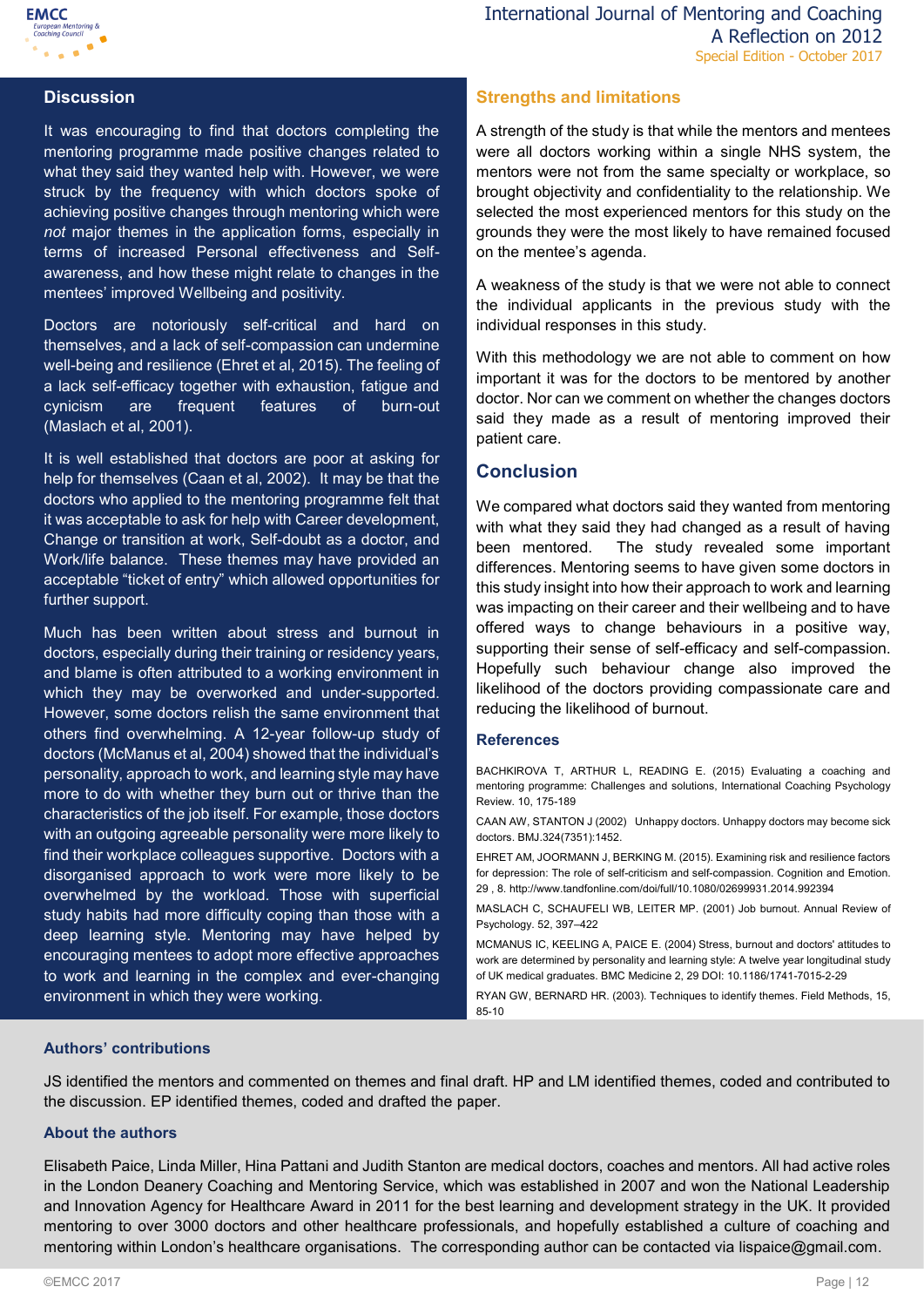## Discussion

It was encouraging to find that doctors completing the mentoring programme made positive changes related to what they said they wanted help with. However, we were struck by the frequency with which doctors spoke of achieving positive changes through mentoring which were *not* major themes in the application forms, especially in terms of increased Personal effectiveness and Self-awareness, and how these might relate to changes in the mentees' improved Wellbeing and positivity.

Doctors are notoriously self-critical and hard on themselves, and a lack of self-compassion can undermine well-being and resilience (Ehret et al, 2015). The feeling of a lack self-efficacy together with exhaustion, fatigue and cynicism are frequent features of burn-out (Maslach et al, 2001).

It is well established that doctors are poor at asking for help for themselves (Caan et al, 2002). It may be that the doctors who applied to the mentoring programme felt that it was acceptable to ask for help with Career development, Change or transition at work, Self-doubt as a doctor, and Work/life balance. These themes may have provided an acceptable "ticket of entry" which allowed opportunities for further support.

Much has been written about stress and burnout in doctors, especially during their training or residency years, and blame is often attributed to a working environment in which they may be overworked and under-supported. However, some doctors relish the same environment that others find overwhelming. A 12-year follow-up study of doctors (McManus et al, 2004) showed that the individual's personality, approach to work, and learning style may have more to do with whether they burn out or thrive than the characteristics of the job itself. For example, those doctors with an outgoing agreeable personality were more likely to find their workplace colleagues supportive. Doctors with a disorganised approach to work were more likely to be overwhelmed by the workload. Those with superficial study habits had more difficulty coping than those with a deep learning style. Mentoring may have helped by encouraging mentees to adopt more effective approaches to work and learning in the complex and ever-changing environment in which they were working.

## Strengths and limitations

A strength of the study is that while the mentors and mentees were all doctors working within a single NHS system, the mentors were not from the same specialty or workplace, so brought objectivity and confidentiality to the relationship. We selected the most experienced mentors for this study on the grounds they were the most likely to have remained focused on the mentee's agenda.

A weakness of the study is that we were not able to connect the individual applicants in the previous study with the individual responses in this study.

With this methodology we are not able to comment on how important it was for the doctors to be mentored by another doctor. Nor can we comment on whether the changes doctors said they made as a result of mentoring improved their patient care.

## Conclusion

We compared what doctors said they wanted from mentoring with what they said they had changed as a result of having been mentored. The study revealed some important differences. Mentoring seems to have given some doctors in this study insight into how their approach to work and learning was impacting on their career and their wellbeing and to have offered ways to change behaviours in a positive way, supporting their sense of self-efficacy and self-compassion. Hopefully such behaviour change also improved the likelihood of the doctors providing compassionate care and reducing the likelihood of burnout.

### References

BACHKIROVA T, ARTHUR L, READING E. (2015) Evaluating a coaching and mentoring programme: Challenges and solutions, International Coaching Psychology Review. 10, 175-189

CAAN AW, STANTON J (2002) Unhappy doctors. Unhappy doctors may become sick doctors. BMJ.324(7351):1452.

EHRET AM, JOORMANN J, BERKING M. (2015). Examining risk and resilience factors for depression: The role of self-criticism and self-compassion. Cognition and Emotion. 29 , 8. http://www.tandfonline.com/doi/full/10.1080/02699931.2014.992394

MASLACH C, SCHAUFELI WB, LEITER MP. (2001) Job burnout. Annual Review of Psychology. 52, 397–422

MCMANUS IC, KEELING A, PAICE E. (2004) Stress, burnout and doctors' attitudes to work are determined by personality and learning style: A twelve year longitudinal study of UK medical graduates. BMC Medicine 2, 29 DOI: 10.1186/1741-7015-2-29

RYAN GW, BERNARD HR. (2003). Techniques to identify themes. Field Methods, 15, 85-10

### Authors' contributions

JS identified the mentors and commented on themes and final draft. HP and LM identified themes, coded and contributed to the discussion. EP identified themes, coded and drafted the paper.

### About the authors

Elisabeth Paice, Linda Miller, Hina Pattani and Judith Stanton are medical doctors, coaches and mentors. All had active roles in the London Deanery Coaching and Mentoring Service, which was established in 2007 and won the National Leadership and Innovation Agency for Healthcare Award in 2011 for the best learning and development strategy in the UK. It provided mentoring to over 3000 doctors and other healthcare professionals, and hopefully established a culture of coaching and mentoring within London's healthcare organisations. The corresponding author can be contacted via lispaice@gmail.com.